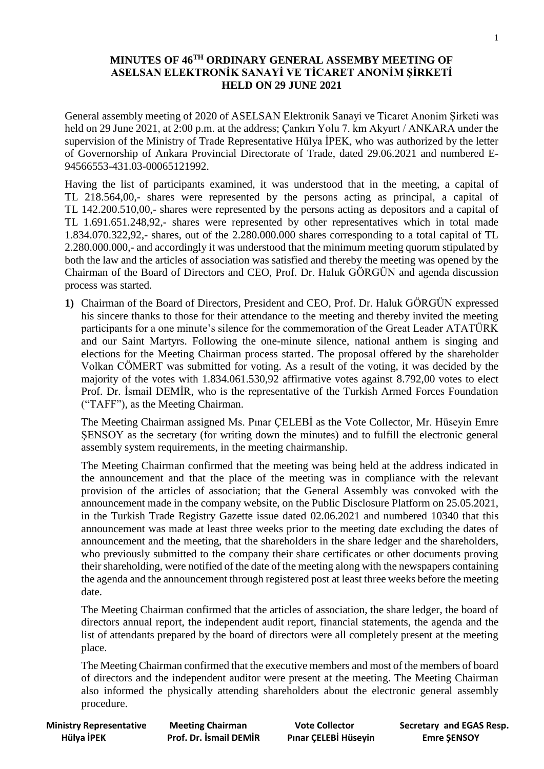# MINUTES OF 46[TH] ORDINARY GENERAL ASSEMBY MEETING OF ASELSAN ELEKTRONİK SANAYİ VE TİCARET ANONİM ŞİRKETİ HELD ON 29 JUNE 2021

General assembly meeting of 2020 of ASELSAN Elektronik Sanayi ve Ticaret Anonim Şirketi was held on 29 June 2021, at 2:00 p.m. at the address; Çankırı Yolu 7. km Akyurt / ANKARA under the supervision of the Ministry of Trade Representative Hülya İPEK, who was authorized by the letter of Governorship of Ankara Provincial Directorate of Trade, dated 29.06.2021 and numbered E-94566553-431.03-00065121992.

Having the list of participants examined, it was understood that in the meeting, a capital of TL 218.564,00,- shares were represented by the persons acting as principal, a capital of TL 142.200.510,00,- shares were represented by the persons acting as depositors and a capital of TL 1.691.651.248,92,- shares were represented by other representatives which in total made 1.834.070.322,92,- shares, out of the 2.280.000.000 shares corresponding to a total capital of TL 2.280.000.000,- and accordingly it was understood that the minimum meeting quorum stipulated by both the law and the articles of association was satisfied and thereby the meeting was opened by the Chairman of the Board of Directors and CEO, Prof. Dr. Haluk GÖRGÜN and agenda discussion process was started.

**1)** Chairman of the Board of Directors, President and CEO, Prof. Dr. Haluk GÖRGÜN expressed his sincere thanks to those for their attendance to the meeting and thereby invited the meeting participants for a one minute's silence for the commemoration of the Great Leader ATATÜRK and our Saint Martyrs. Following the one-minute silence, national anthem is singing and elections for the Meeting Chairman process started. The proposal offered by the shareholder Volkan CÖMERT was submitted for voting. As a result of the voting, it was decided by the majority of the votes with 1.834.061.530,92 affirmative votes against 8.792,00 votes to elect Prof. Dr. İsmail DEMİR, who is the representative of the Turkish Armed Forces Foundation ("TAFF"), as the Meeting Chairman.

The Meeting Chairman assigned Ms. Pınar ÇELEBİ as the Vote Collector, Mr. Hüseyin Emre ŞENSOY as the secretary (for writing down the minutes) and to fulfill the electronic general assembly system requirements, in the meeting chairmanship.

The Meeting Chairman confirmed that the meeting was being held at the address indicated in the announcement and that the place of the meeting was in compliance with the relevant provision of the articles of association; that the General Assembly was convoked with the announcement made in the company website, on the Public Disclosure Platform on 25.05.2021, in the Turkish Trade Registry Gazette issue dated 02.06.2021 and numbered 10340 that this announcement was made at least three weeks prior to the meeting date excluding the dates of announcement and the meeting, that the shareholders in the share ledger and the shareholders, who previously submitted to the company their share certificates or other documents proving their shareholding, were notified of the date of the meeting along with the newspapers containing the agenda and the announcement through registered post at least three weeks before the meeting date.

The Meeting Chairman confirmed that the articles of association, the share ledger, the board of directors annual report, the independent audit report, financial statements, the agenda and the list of attendants prepared by the board of directors were all completely present at the meeting place.

The Meeting Chairman confirmed that the executive members and most of the members of board of directors and the independent auditor were present at the meeting. The Meeting Chairman also informed the physically attending shareholders about the electronic general assembly procedure.

| Ministry Representative | Meeting Chairman | Vote Collector | Secretary and EGAS Resp. |
|---|---|---|---|
| Hülya İPEK | Prof. Dr. İsmail DEMİR | Pınar ÇELEBİ Hüseyin | Emre ŞENSOY |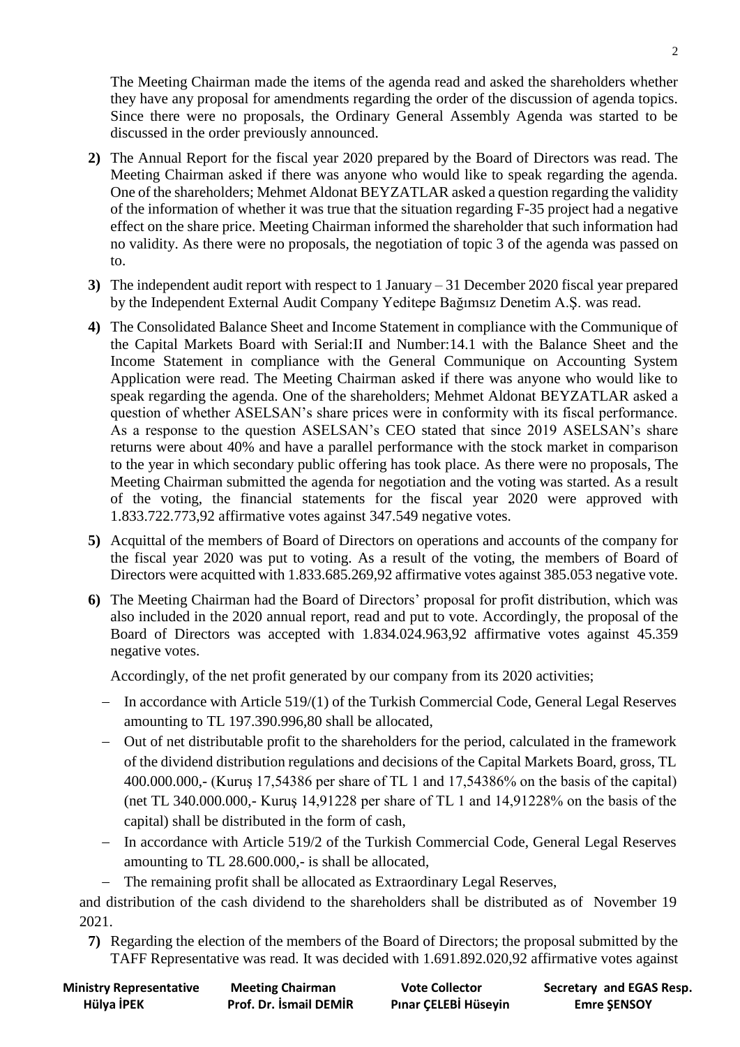The Meeting Chairman made the items of the agenda read and asked the shareholders whether they have any proposal for amendments regarding the order of the discussion of agenda topics. Since there were no proposals, the Ordinary General Assembly Agenda was started to be discussed in the order previously announced.

**2)** The Annual Report for the fiscal year 2020 prepared by the Board of Directors was read. The Meeting Chairman asked if there was anyone who would like to speak regarding the agenda. One of the shareholders; Mehmet Aldonat BEYZATLAR asked a question regarding the validity of the information of whether it was true that the situation regarding F-35 project had a negative effect on the share price. Meeting Chairman informed the shareholder that such information had no validity. As there were no proposals, the negotiation of topic 3 of the agenda was passed on to.

**3)** The independent audit report with respect to 1 January – 31 December 2020 fiscal year prepared by the Independent External Audit Company Yeditepe Bağımsız Denetim A.Ş. was read.

**4)** The Consolidated Balance Sheet and Income Statement in compliance with the Communique of the Capital Markets Board with Serial:II and Number:14.1 with the Balance Sheet and the Income Statement in compliance with the General Communique on Accounting System Application were read. The Meeting Chairman asked if there was anyone who would like to speak regarding the agenda. One of the shareholders; Mehmet Aldonat BEYZATLAR asked a question of whether ASELSAN's share prices were in conformity with its fiscal performance. As a response to the question ASELSAN's CEO stated that since 2019 ASELSAN's share returns were about 40% and have a parallel performance with the stock market in comparison to the year in which secondary public offering has took place. As there were no proposals, The Meeting Chairman submitted the agenda for negotiation and the voting was started. As a result of the voting, the financial statements for the fiscal year 2020 were approved with 1.833.722.773,92 affirmative votes against 347.549 negative votes.

**5)** Acquittal of the members of Board of Directors on operations and accounts of the company for the fiscal year 2020 was put to voting. As a result of the voting, the members of Board of Directors were acquitted with 1.833.685.269,92 affirmative votes against 385.053 negative vote.

**6)** The Meeting Chairman had the Board of Directors' proposal for profit distribution, which was also included in the 2020 annual report, read and put to vote. Accordingly, the proposal of the Board of Directors was accepted with 1.834.024.963,92 affirmative votes against 45.359 negative votes.

Accordingly, of the net profit generated by our company from its 2020 activities;

- In accordance with Article 519/(1) of the Turkish Commercial Code, General Legal Reserves amounting to TL 197.390.996,80 shall be allocated,
- Out of net distributable profit to the shareholders for the period, calculated in the framework of the dividend distribution regulations and decisions of the Capital Markets Board, gross, TL 400.000.000,- (Kuruş 17,54386 per share of TL 1 and 17,54386% on the basis of the capital) (net TL 340.000.000,- Kuruş 14,91228 per share of TL 1 and 14,91228% on the basis of the capital) shall be distributed in the form of cash,
- In accordance with Article 519/2 of the Turkish Commercial Code, General Legal Reserves amounting to TL 28.600.000,- is shall be allocated,
- The remaining profit shall be allocated as Extraordinary Legal Reserves,

and distribution of the cash dividend to the shareholders shall be distributed as of November 19 2021.

**7)** Regarding the election of the members of the Board of Directors; the proposal submitted by the TAFF Representative was read. It was decided with 1.691.892.020,92 affirmative votes against

| Ministry Representative | Meeting Chairman | Vote Collector | Secretary and EGAS Resp. |
|---|---|---|---|
| Hülya İPEK | Prof. Dr. İsmail DEMİR | Pınar ÇELEBİ Hüseyin | Emre ŞENSOY |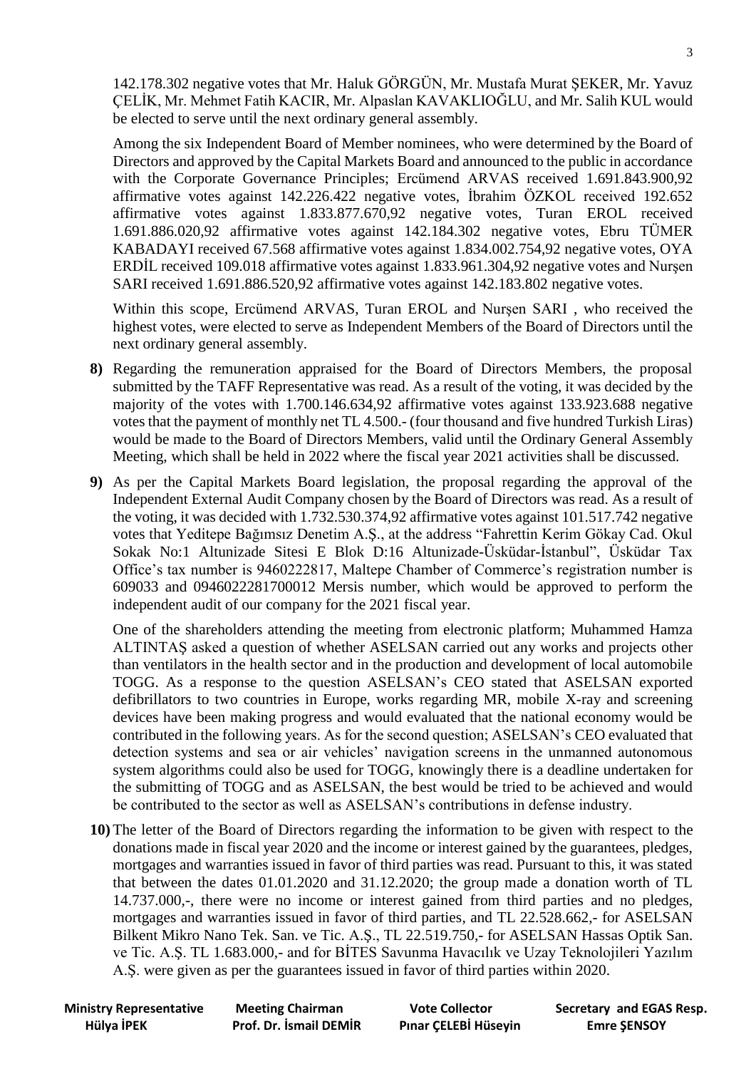142.178.302 negative votes that Mr. Haluk GÖRGÜN, Mr. Mustafa Murat ŞEKER, Mr. Yavuz ÇELİK, Mr. Mehmet Fatih KACIR, Mr. Alpaslan KAVAKLIOĞLU, and Mr. Salih KUL would be elected to serve until the next ordinary general assembly.

Among the six Independent Board of Member nominees, who were determined by the Board of Directors and approved by the Capital Markets Board and announced to the public in accordance with the Corporate Governance Principles; Ercümend ARVAS received 1.691.843.900,92 affirmative votes against 142.226.422 negative votes, İbrahim ÖZKOL received 192.652 affirmative votes against 1.833.877.670,92 negative votes, Turan EROL received 1.691.886.020,92 affirmative votes against 142.184.302 negative votes, Ebru TÜMER KABADAYI received 67.568 affirmative votes against 1.834.002.754,92 negative votes, OYA ERDİL received 109.018 affirmative votes against 1.833.961.304,92 negative votes and Nurşen SARI received 1.691.886.520,92 affirmative votes against 142.183.802 negative votes.

Within this scope, Ercümend ARVAS, Turan EROL and Nurşen SARI , who received the highest votes, were elected to serve as Independent Members of the Board of Directors until the next ordinary general assembly.

**8)** Regarding the remuneration appraised for the Board of Directors Members, the proposal submitted by the TAFF Representative was read. As a result of the voting, it was decided by the majority of the votes with 1.700.146.634,92 affirmative votes against 133.923.688 negative votes that the payment of monthly net TL 4.500.- (four thousand and five hundred Turkish Liras) would be made to the Board of Directors Members, valid until the Ordinary General Assembly Meeting, which shall be held in 2022 where the fiscal year 2021 activities shall be discussed.

**9)** As per the Capital Markets Board legislation, the proposal regarding the approval of the Independent External Audit Company chosen by the Board of Directors was read. As a result of the voting, it was decided with 1.732.530.374,92 affirmative votes against 101.517.742 negative votes that Yeditepe Bağımsız Denetim A.Ş., at the address "Fahrettin Kerim Gökay Cad. Okul Sokak No:1 Altunizade Sitesi E Blok D:16 Altunizade-Üsküdar-İstanbul", Üsküdar Tax Office's tax number is 9460222817, Maltepe Chamber of Commerce's registration number is 609033 and 0946022281700012 Mersis number, which would be approved to perform the independent audit of our company for the 2021 fiscal year.

One of the shareholders attending the meeting from electronic platform; Muhammed Hamza ALTINTAŞ asked a question of whether ASELSAN carried out any works and projects other than ventilators in the health sector and in the production and development of local automobile TOGG. As a response to the question ASELSAN's CEO stated that ASELSAN exported defibrillators to two countries in Europe, works regarding MR, mobile X-ray and screening devices have been making progress and would evaluated that the national economy would be contributed in the following years. As for the second question; ASELSAN's CEO evaluated that detection systems and sea or air vehicles' navigation screens in the unmanned autonomous system algorithms could also be used for TOGG, knowingly there is a deadline undertaken for the submitting of TOGG and as ASELSAN, the best would be tried to be achieved and would be contributed to the sector as well as ASELSAN's contributions in defense industry.

**10)** The letter of the Board of Directors regarding the information to be given with respect to the donations made in fiscal year 2020 and the income or interest gained by the guarantees, pledges, mortgages and warranties issued in favor of third parties was read. Pursuant to this, it was stated that between the dates 01.01.2020 and 31.12.2020; the group made a donation worth of TL 14.737.000,-, there were no income or interest gained from third parties and no pledges, mortgages and warranties issued in favor of third parties, and TL 22.528.662,- for ASELSAN Bilkent Mikro Nano Tek. San. ve Tic. A.Ş., TL 22.519.750,- for ASELSAN Hassas Optik San. ve Tic. A.Ş. TL 1.683.000,- and for BİTES Savunma Havacılık ve Uzay Teknolojileri Yazılım A.Ş. were given as per the guarantees issued in favor of third parties within 2020.

| Ministry Representative | Meeting Chairman | Vote Collector | Secretary and EGAS Resp. |
| --- | --- | --- | --- |
| Hülya İPEK | Prof. Dr. İsmail DEMİR | Pınar ÇELEBİ Hüseyin | Emre ŞENSOY |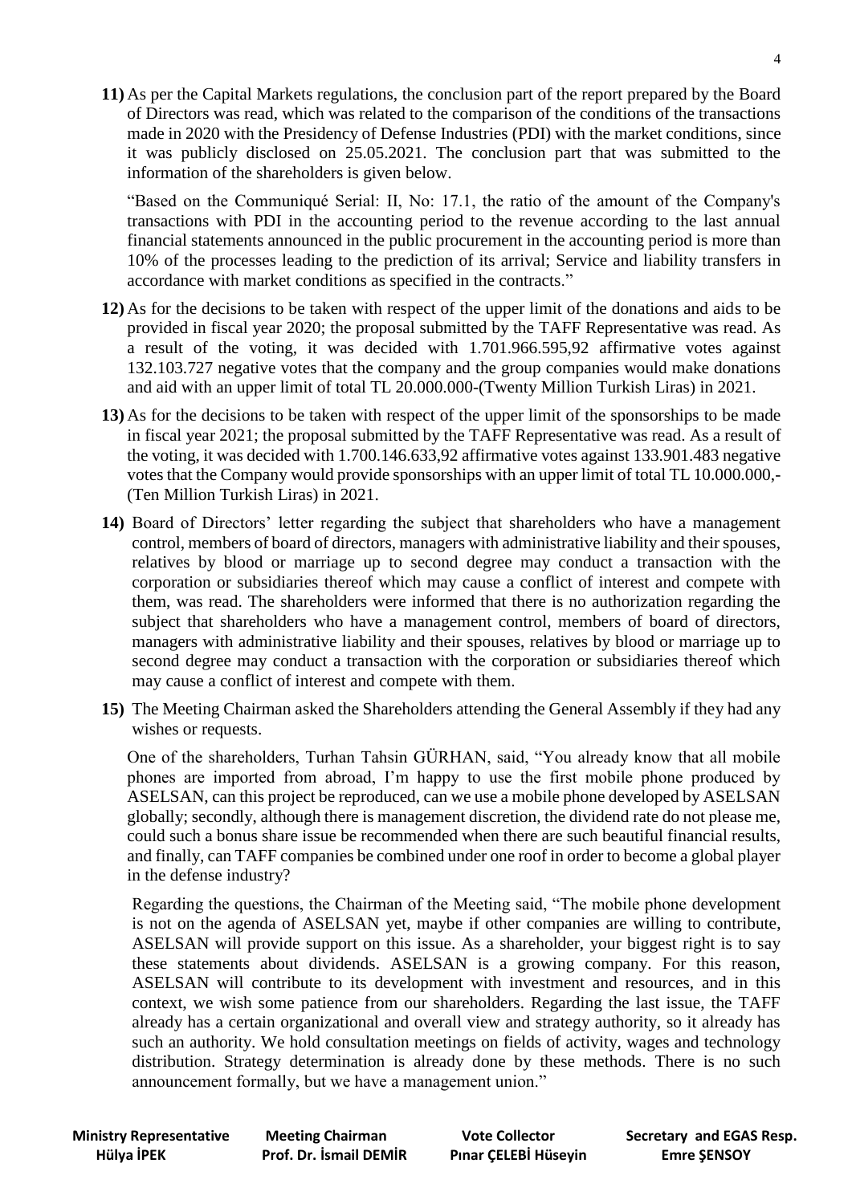**11)** As per the Capital Markets regulations, the conclusion part of the report prepared by the Board of Directors was read, which was related to the comparison of the conditions of the transactions made in 2020 with the Presidency of Defense Industries (PDI) with the market conditions, since it was publicly disclosed on 25.05.2021. The conclusion part that was submitted to the information of the shareholders is given below.

"Based on the Communiqué Serial: II, No: 17.1, the ratio of the amount of the Company's transactions with PDI in the accounting period to the revenue according to the last annual financial statements announced in the public procurement in the accounting period is more than 10% of the processes leading to the prediction of its arrival; Service and liability transfers in accordance with market conditions as specified in the contracts."

**12)** As for the decisions to be taken with respect of the upper limit of the donations and aids to be provided in fiscal year 2020; the proposal submitted by the TAFF Representative was read. As a result of the voting, it was decided with 1.701.966.595,92 affirmative votes against 132.103.727 negative votes that the company and the group companies would make donations and aid with an upper limit of total TL 20.000.000-(Twenty Million Turkish Liras) in 2021.

**13)** As for the decisions to be taken with respect of the upper limit of the sponsorships to be made in fiscal year 2021; the proposal submitted by the TAFF Representative was read. As a result of the voting, it was decided with 1.700.146.633,92 affirmative votes against 133.901.483 negative votes that the Company would provide sponsorships with an upper limit of total TL 10.000.000,- (Ten Million Turkish Liras) in 2021.

**14)** Board of Directors' letter regarding the subject that shareholders who have a management control, members of board of directors, managers with administrative liability and their spouses, relatives by blood or marriage up to second degree may conduct a transaction with the corporation or subsidiaries thereof which may cause a conflict of interest and compete with them, was read. The shareholders were informed that there is no authorization regarding the subject that shareholders who have a management control, members of board of directors, managers with administrative liability and their spouses, relatives by blood or marriage up to second degree may conduct a transaction with the corporation or subsidiaries thereof which may cause a conflict of interest and compete with them.

**15)** The Meeting Chairman asked the Shareholders attending the General Assembly if they had any wishes or requests.

One of the shareholders, Turhan Tahsin GÜRHAN, said, "You already know that all mobile phones are imported from abroad, I'm happy to use the first mobile phone produced by ASELSAN, can this project be reproduced, can we use a mobile phone developed by ASELSAN globally; secondly, although there is management discretion, the dividend rate do not please me, could such a bonus share issue be recommended when there are such beautiful financial results, and finally, can TAFF companies be combined under one roof in order to become a global player in the defense industry?

Regarding the questions, the Chairman of the Meeting said, "The mobile phone development is not on the agenda of ASELSAN yet, maybe if other companies are willing to contribute, ASELSAN will provide support on this issue. As a shareholder, your biggest right is to say these statements about dividends. ASELSAN is a growing company. For this reason, ASELSAN will contribute to its development with investment and resources, and in this context, we wish some patience from our shareholders. Regarding the last issue, the TAFF already has a certain organizational and overall view and strategy authority, so it already has such an authority. We hold consultation meetings on fields of activity, wages and technology distribution. Strategy determination is already done by these methods. There is no such announcement formally, but we have a management union."

| **Ministry Representative** | **Meeting Chairman** | **Vote Collector** | **Secretary and EGAS Resp.** |
|---|---|---|---|
| **Hülya İPEK** | **Prof. Dr. İsmail DEMİR** | **Pınar ÇELEBİ Hüseyin** | **Emre ŞENSOY** |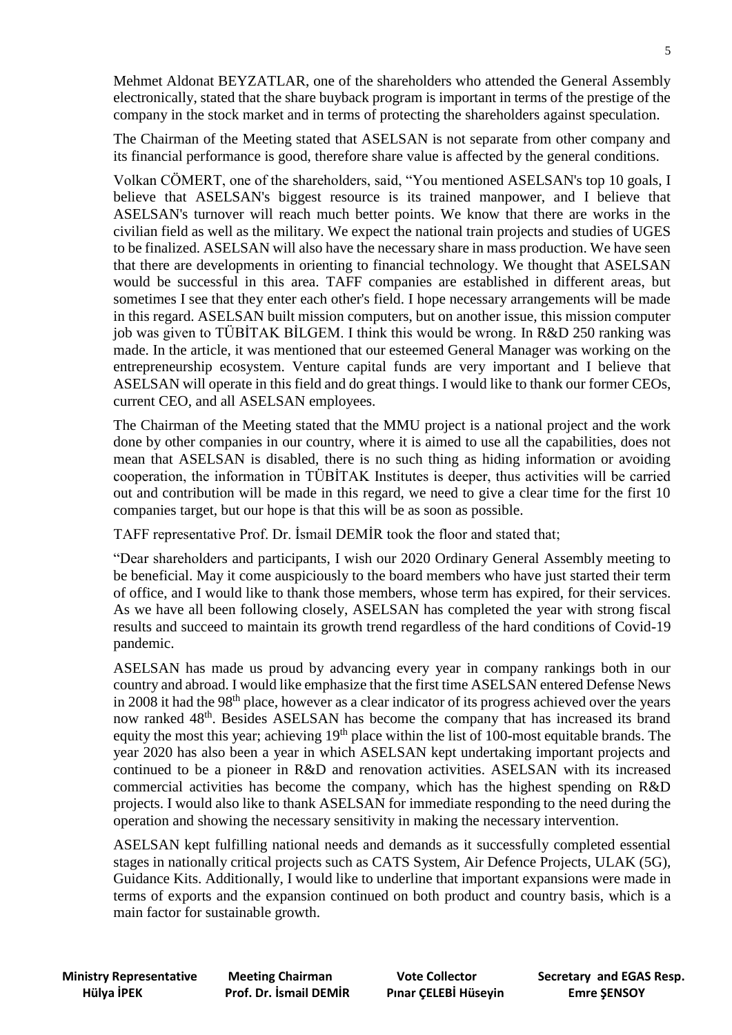Mehmet Aldonat BEYZATLAR, one of the shareholders who attended the General Assembly electronically, stated that the share buyback program is important in terms of the prestige of the company in the stock market and in terms of protecting the shareholders against speculation.

The Chairman of the Meeting stated that ASELSAN is not separate from other company and its financial performance is good, therefore share value is affected by the general conditions.

Volkan CÖMERT, one of the shareholders, said, "You mentioned ASELSAN's top 10 goals, I believe that ASELSAN's biggest resource is its trained manpower, and I believe that ASELSAN's turnover will reach much better points. We know that there are works in the civilian field as well as the military. We expect the national train projects and studies of UGES to be finalized. ASELSAN will also have the necessary share in mass production. We have seen that there are developments in orienting to financial technology. We thought that ASELSAN would be successful in this area. TAFF companies are established in different areas, but sometimes I see that they enter each other's field. I hope necessary arrangements will be made in this regard. ASELSAN built mission computers, but on another issue, this mission computer job was given to TÜBİTAK BİLGEM. I think this would be wrong. In R&D 250 ranking was made. In the article, it was mentioned that our esteemed General Manager was working on the entrepreneurship ecosystem. Venture capital funds are very important and I believe that ASELSAN will operate in this field and do great things. I would like to thank our former CEOs, current CEO, and all ASELSAN employees.

The Chairman of the Meeting stated that the MMU project is a national project and the work done by other companies in our country, where it is aimed to use all the capabilities, does not mean that ASELSAN is disabled, there is no such thing as hiding information or avoiding cooperation, the information in TÜBİTAK Institutes is deeper, thus activities will be carried out and contribution will be made in this regard, we need to give a clear time for the first 10 companies target, but our hope is that this will be as soon as possible.

TAFF representative Prof. Dr. İsmail DEMİR took the floor and stated that;

"Dear shareholders and participants, I wish our 2020 Ordinary General Assembly meeting to be beneficial. May it come auspiciously to the board members who have just started their term of office, and I would like to thank those members, whose term has expired, for their services. As we have all been following closely, ASELSAN has completed the year with strong fiscal results and succeed to maintain its growth trend regardless of the hard conditions of Covid-19 pandemic.

ASELSAN has made us proud by advancing every year in company rankings both in our country and abroad. I would like emphasize that the first time ASELSAN entered Defense News in 2008 it had the 98th place, however as a clear indicator of its progress achieved over the years now ranked 48th. Besides ASELSAN has become the company that has increased its brand equity the most this year; achieving 19th place within the list of 100-most equitable brands. The year 2020 has also been a year in which ASELSAN kept undertaking important projects and continued to be a pioneer in R&D and renovation activities. ASELSAN with its increased commercial activities has become the company, which has the highest spending on R&D projects. I would also like to thank ASELSAN for immediate responding to the need during the operation and showing the necessary sensitivity in making the necessary intervention.

ASELSAN kept fulfilling national needs and demands as it successfully completed essential stages in nationally critical projects such as CATS System, Air Defence Projects, ULAK (5G), Guidance Kits. Additionally, I would like to underline that important expansions were made in terms of exports and the expansion continued on both product and country basis, which is a main factor for sustainable growth.

| Ministry Representative | Meeting Chairman | Vote Collector | Secretary and EGAS Resp. |
|---|---|---|---|
| Hülya İPEK | Prof. Dr. İsmail DEMİR | Pınar ÇELEBİ Hüseyin | Emre ŞENSOY |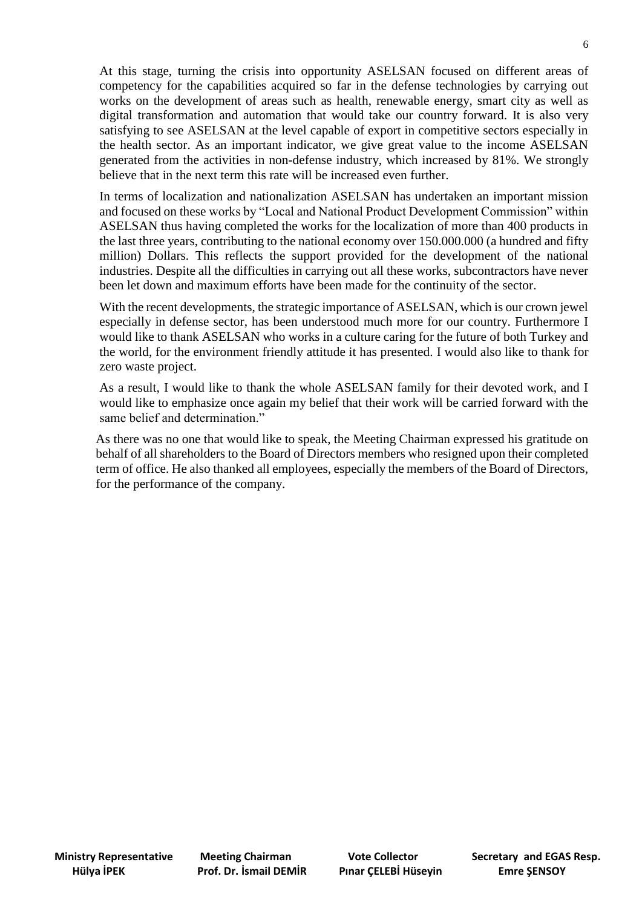At this stage, turning the crisis into opportunity ASELSAN focused on different areas of competency for the capabilities acquired so far in the defense technologies by carrying out works on the development of areas such as health, renewable energy, smart city as well as digital transformation and automation that would take our country forward. It is also very satisfying to see ASELSAN at the level capable of export in competitive sectors especially in the health sector. As an important indicator, we give great value to the income ASELSAN generated from the activities in non-defense industry, which increased by 81%. We strongly believe that in the next term this rate will be increased even further.

In terms of localization and nationalization ASELSAN has undertaken an important mission and focused on these works by "Local and National Product Development Commission" within ASELSAN thus having completed the works for the localization of more than 400 products in the last three years, contributing to the national economy over 150.000.000 (a hundred and fifty million) Dollars. This reflects the support provided for the development of the national industries. Despite all the difficulties in carrying out all these works, subcontractors have never been let down and maximum efforts have been made for the continuity of the sector.

With the recent developments, the strategic importance of ASELSAN, which is our crown jewel especially in defense sector, has been understood much more for our country. Furthermore I would like to thank ASELSAN who works in a culture caring for the future of both Turkey and the world, for the environment friendly attitude it has presented. I would also like to thank for zero waste project.

As a result, I would like to thank the whole ASELSAN family for their devoted work, and I would like to emphasize once again my belief that their work will be carried forward with the same belief and determination."

As there was no one that would like to speak, the Meeting Chairman expressed his gratitude on behalf of all shareholders to the Board of Directors members who resigned upon their completed term of office. He also thanked all employees, especially the members of the Board of Directors, for the performance of the company.

| Ministry Representative | Meeting Chairman | Vote Collector | Secretary and EGAS Resp. |
|---|---|---|---|
| Hülya İPEK | Prof. Dr. İsmail DEMİR | Pınar ÇELEBİ Hüseyin | Emre ŞENSOY |